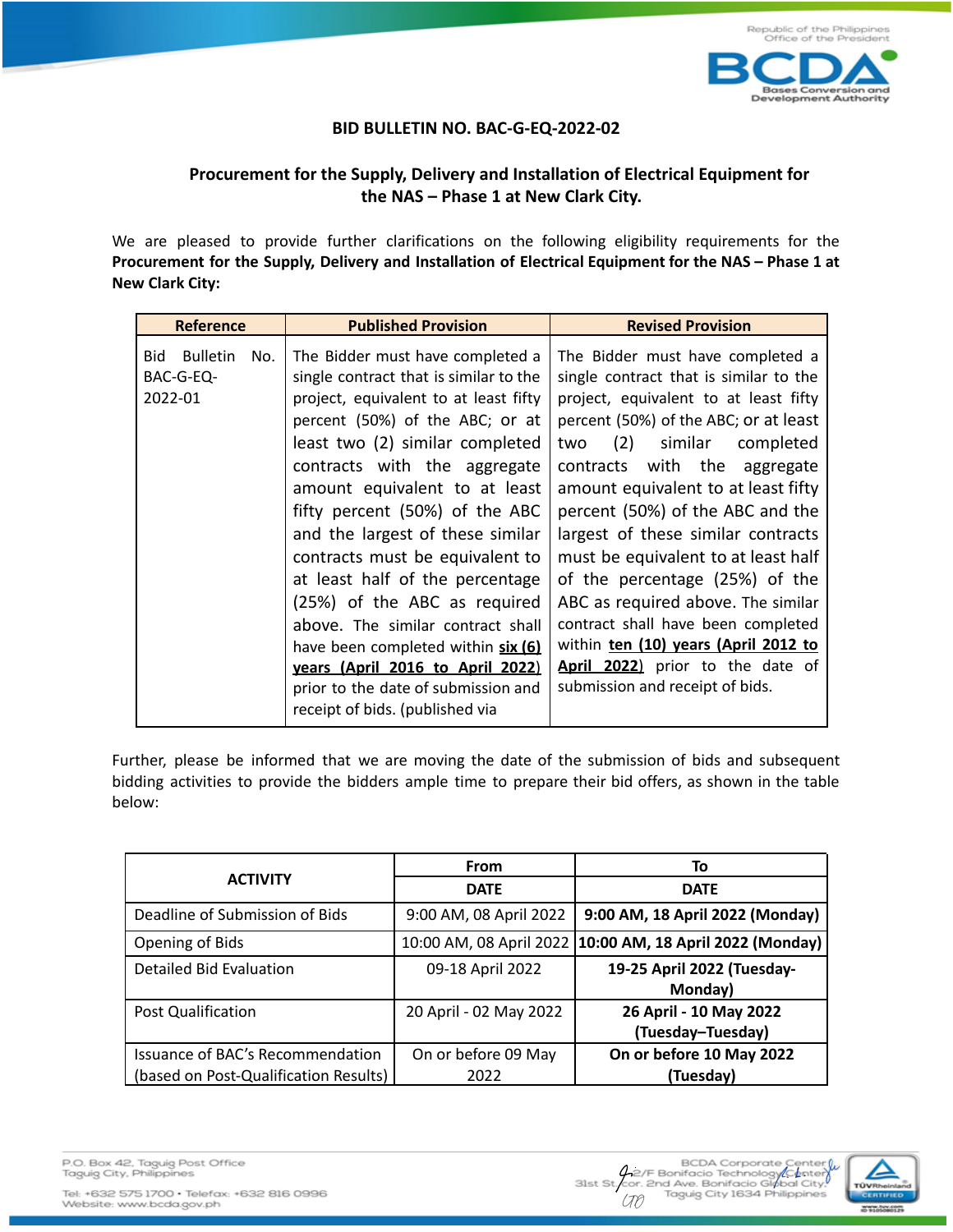**BID BULLETIN NO. BAC-G-EQ-2022-02**

**Procurement for the Supply, Delivery and Installation of Electrical Equipment for the NAS – Phase 1 at New Clark City.**

We are pleased to provide further clarifications on the following eligibility requirements for the **Procurement for the Supply, Delivery and Installation of Electrical Equipment for the NAS – Phase 1 at New Clark City:**

| Reference | Published Provision | Revised Provision |
|---|---|---|
| Bid Bulletin No. BAC-G-EQ-2022-01 | The Bidder must have completed a single contract that is similar to the project, equivalent to at least fifty percent (50%) of the ABC; or at least two (2) similar completed contracts with the aggregate amount equivalent to at least fifty percent (50%) of the ABC and the largest of these similar contracts must be equivalent to at least half of the percentage (25%) of the ABC as required above. The similar contract shall have been completed within **six (6) years (April 2016 to April 2022)** prior to the date of submission and receipt of bids. (published via | The Bidder must have completed a single contract that is similar to the project, equivalent to at least fifty percent (50%) of the ABC; or at least two (2) similar completed contracts with the aggregate amount equivalent to at least fifty percent (50%) of the ABC and the largest of these similar contracts must be equivalent to at least half of the percentage (25%) of the ABC as required above. The similar contract shall have been completed within **ten (10) years (April 2012 to April 2022)** prior to the date of submission and receipt of bids. |

Further, please be informed that we are moving the date of the submission of bids and subsequent bidding activities to provide the bidders ample time to prepare their bid offers, as shown in the table below:

| ACTIVITY | From | To |
|---|---|---|
| | DATE | DATE |
| Deadline of Submission of Bids | 9:00 AM, 08 April 2022 | **9:00 AM, 18 April 2022 (Monday)** |
| Opening of Bids | 10:00 AM, 08 April 2022 | **10:00 AM, 18 April 2022 (Monday)** |
| Detailed Bid Evaluation | 09-18 April 2022 | **19-25 April 2022 (Tuesday-Monday)** |
| Post Qualification | 20 April - 02 May 2022 | **26 April - 10 May 2022 (Tuesday–Tuesday)** |
| Issuance of BAC's Recommendation (based on Post-Qualification Results) | On or before 09 May 2022 | **On or before 10 May 2022 (Tuesday)** |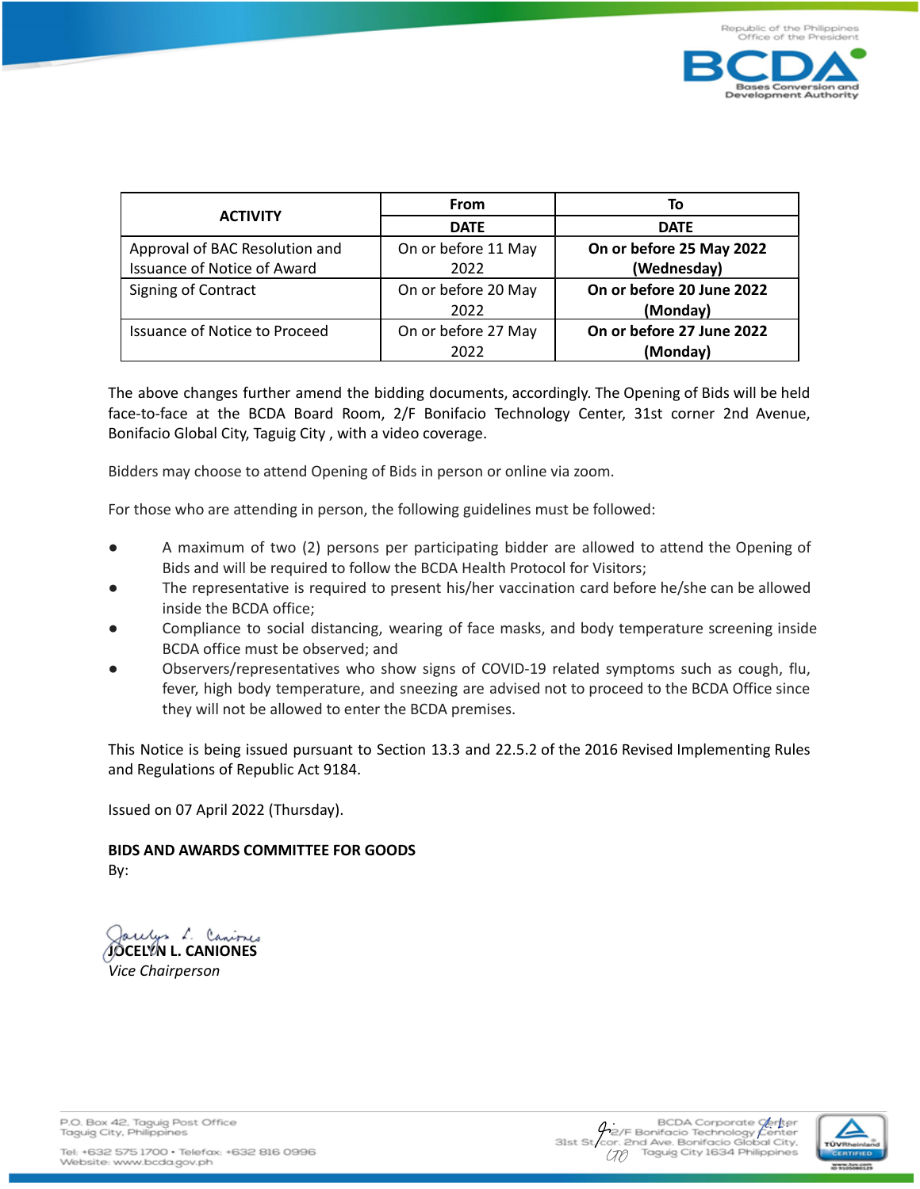| ACTIVITY | From | To |
|---|---|---|
| | DATE | DATE |
| Approval of BAC Resolution and Issuance of Notice of Award | On or before 11 May 2022 | **On or before 25 May 2022 (Wednesday)** |
| Signing of Contract | On or before 20 May 2022 | **On or before 20 June 2022 (Monday)** |
| Issuance of Notice to Proceed | On or before 27 May 2022 | **On or before 27 June 2022 (Monday)** |

The above changes further amend the bidding documents, accordingly. The Opening of Bids will be held face-to-face at the BCDA Board Room, 2/F Bonifacio Technology Center, 31st corner 2nd Avenue, Bonifacio Global City, Taguig City , with a video coverage.

Bidders may choose to attend Opening of Bids in person or online via zoom.

For those who are attending in person, the following guidelines must be followed:

- A maximum of two (2) persons per participating bidder are allowed to attend the Opening of Bids and will be required to follow the BCDA Health Protocol for Visitors;
- The representative is required to present his/her vaccination card before he/she can be allowed inside the BCDA office;
- Compliance to social distancing, wearing of face masks, and body temperature screening inside BCDA office must be observed; and
- Observers/representatives who show signs of COVID-19 related symptoms such as cough, flu, fever, high body temperature, and sneezing are advised not to proceed to the BCDA Office since they will not be allowed to enter the BCDA premises.

This Notice is being issued pursuant to Section 13.3 and 22.5.2 of the 2016 Revised Implementing Rules and Regulations of Republic Act 9184.

Issued on 07 April 2022 (Thursday).

**BIDS AND AWARDS COMMITTEE FOR GOODS**
By:

**JOCELYN L. CANIONES**
*Vice Chairperson*